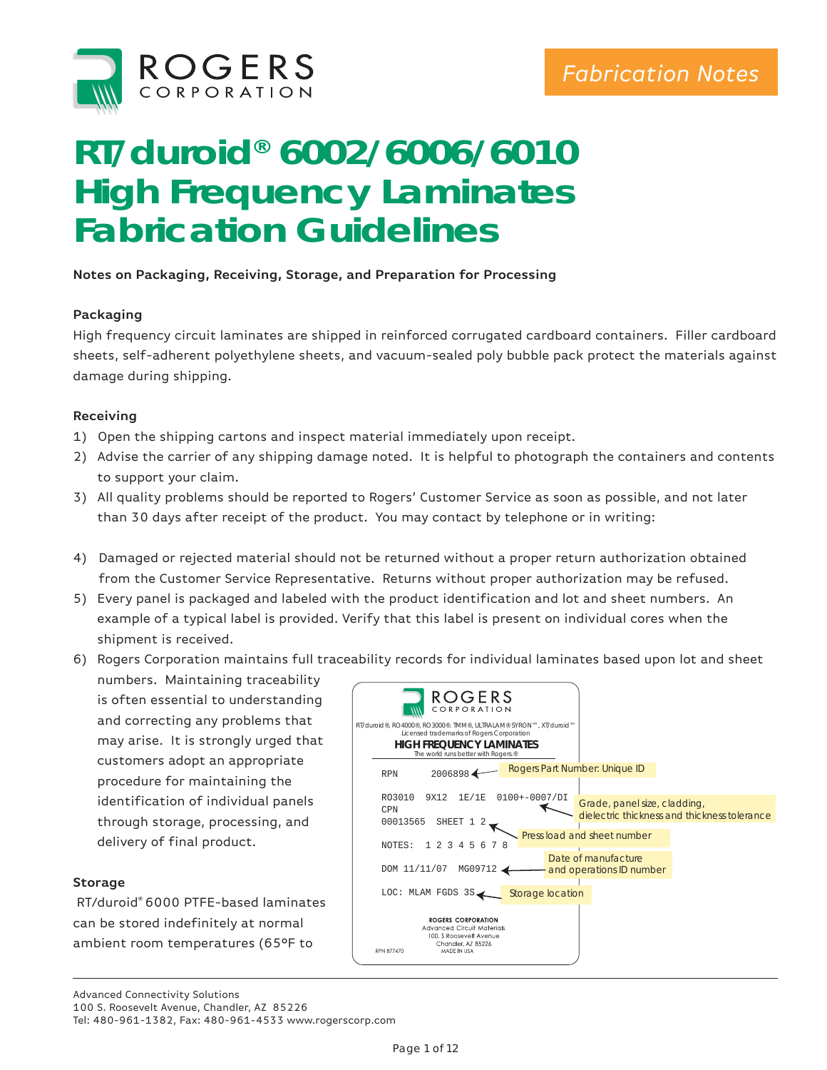Fabrication Notes

# RT/duroid® 6002/6006/6010 High Frequency Laminates Fabrication Guidelines

**Notes on Packaging, Receiving, Storage, and Preparation for Processing**

### Packaging

High frequency circuit laminates are shipped in reinforced corrugated cardboard containers. Filler cardboard sheets, self-adherent polyethylene sheets, and vacuum-sealed poly bubble pack protect the materials against damage during shipping.

### Receiving

1) Open the shipping cartons and inspect material immediately upon receipt.
2) Advise the carrier of any shipping damage noted. It is helpful to photograph the containers and contents to support your claim.
3) All quality problems should be reported to Rogers' Customer Service as soon as possible, and not later than 30 days after receipt of the product. You may contact by telephone or in writing:
4) Damaged or rejected material should not be returned without a proper return authorization obtained from the Customer Service Representative. Returns without proper authorization may be refused.
5) Every panel is packaged and labeled with the product identification and lot and sheet numbers. An example of a typical label is provided. Verify that this label is present on individual cores when the shipment is received.
6) Rogers Corporation maintains full traceability records for individual laminates based upon lot and sheet numbers. Maintaining traceability is often essential to understanding and correcting any problems that may arise. It is strongly urged that customers adopt an appropriate procedure for maintaining the identification of individual panels through storage, processing, and delivery of final product.

ROGERS CORPORATION

RT/duroid®, RO4000®, RO3000®, TMM®, ULTRALAM® SYRON™, XT/duroid™
Licensed trademarks of Rogers Corporation

**HIGH FREQUENCY LAMINATES**
The world runs better with Rogers.®

```
RPN      2006898          <- Rogers Part Number: Unique ID

RO3010   9X12   1E/1E   0100+-0007/DI   <- Grade, panel size, cladding, dielectric thickness and thickness tolerance
CPN
00013565  SHEET 1 2       <- Press load and sheet number

NOTES:  1 2 3 4 5 6 7 8

DOM 11/11/07   MG09712    <- Date of manufacture and operations ID number

LOC: MLAM FGDS 3S         <- Storage location
```

ROGERS CORPORATION
Advanced Circuit Materials
100. S Roosevelt Avenue
Chandler, AZ 85226
MADE IN USA
RPN 877470

### Storage

RT/duroid® 6000 PTFE-based laminates can be stored indefinitely at normal ambient room temperatures (65°F to

Advanced Connectivity Solutions
100 S. Roosevelt Avenue, Chandler, AZ 85226
Tel: 480-961-1382, Fax: 480-961-4533 www.rogerscorp.com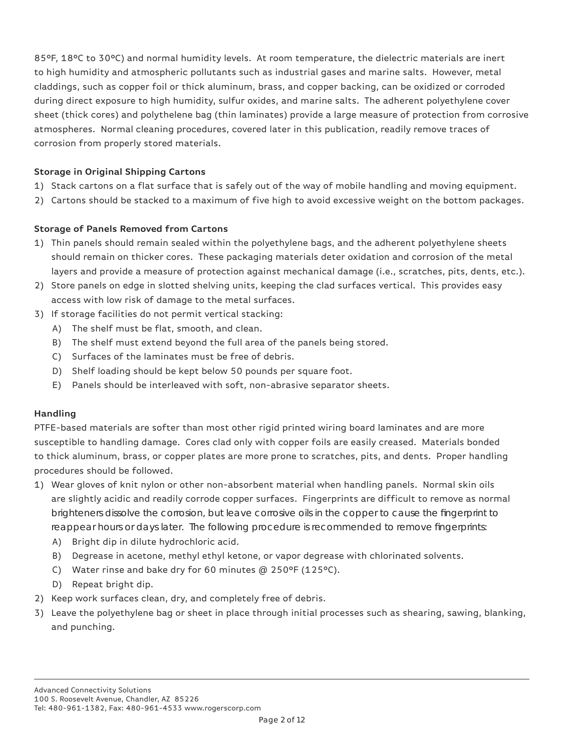85°F, 18°C to 30°C) and normal humidity levels. At room temperature, the dielectric materials are inert to high humidity and atmospheric pollutants such as industrial gases and marine salts. However, metal claddings, such as copper foil or thick aluminum, brass, and copper backing, can be oxidized or corroded during direct exposure to high humidity, sulfur oxides, and marine salts. The adherent polyethylene cover sheet (thick cores) and polythelene bag (thin laminates) provide a large measure of protection from corrosive atmospheres. Normal cleaning procedures, covered later in this publication, readily remove traces of corrosion from properly stored materials.

**Storage in Original Shipping Cartons**

1) Stack cartons on a flat surface that is safely out of the way of mobile handling and moving equipment.
2) Cartons should be stacked to a maximum of five high to avoid excessive weight on the bottom packages.

**Storage of Panels Removed from Cartons**

1) Thin panels should remain sealed within the polyethylene bags, and the adherent polyethylene sheets should remain on thicker cores. These packaging materials deter oxidation and corrosion of the metal layers and provide a measure of protection against mechanical damage (i.e., scratches, pits, dents, etc.).
2) Store panels on edge in slotted shelving units, keeping the clad surfaces vertical. This provides easy access with low risk of damage to the metal surfaces.
3) If storage facilities do not permit vertical stacking:
   A) The shelf must be flat, smooth, and clean.
   B) The shelf must extend beyond the full area of the panels being stored.
   C) Surfaces of the laminates must be free of debris.
   D) Shelf loading should be kept below 50 pounds per square foot.
   E) Panels should be interleaved with soft, non-abrasive separator sheets.

**Handling**

PTFE-based materials are softer than most other rigid printed wiring board laminates and are more susceptible to handling damage. Cores clad only with copper foils are easily creased. Materials bonded to thick aluminum, brass, or copper plates are more prone to scratches, pits, and dents. Proper handling procedures should be followed.

1) Wear gloves of knit nylon or other non-absorbent material when handling panels. Normal skin oils are slightly acidic and readily corrode copper surfaces. Fingerprints are difficult to remove as normal brighteners dissolve the corrosion, but leave corrosive oils in the copper to cause the fingerprint to reappear hours or days later. The following procedure is recommended to remove fingerprints:
   A) Bright dip in dilute hydrochloric acid.
   B) Degrease in acetone, methyl ethyl ketone, or vapor degrease with chlorinated solvents.
   C) Water rinse and bake dry for 60 minutes @ 250°F (125°C).
   D) Repeat bright dip.
2) Keep work surfaces clean, dry, and completely free of debris.
3) Leave the polyethylene bag or sheet in place through initial processes such as shearing, sawing, blanking, and punching.

Advanced Connectivity Solutions
100 S. Roosevelt Avenue, Chandler, AZ 85226
Tel: 480-961-1382, Fax: 480-961-4533 www.rogerscorp.com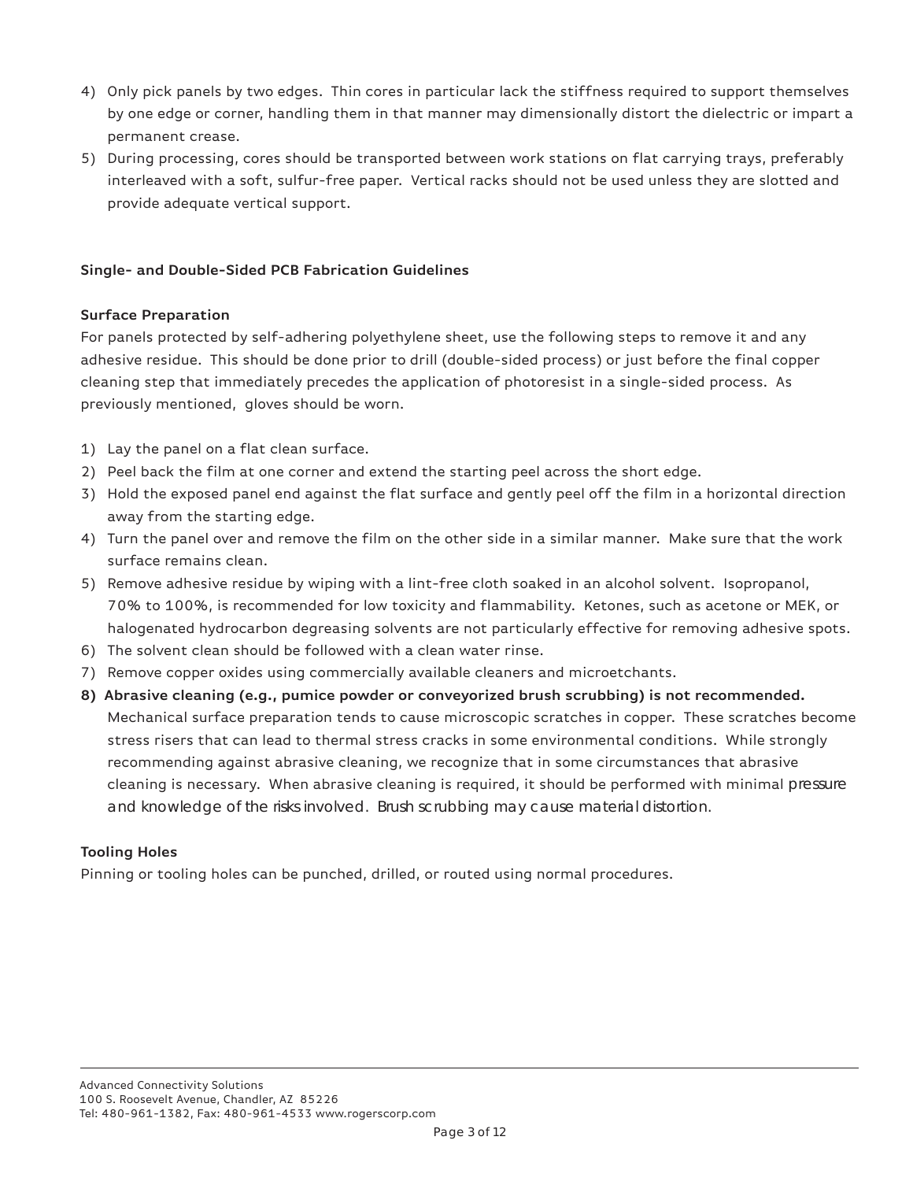4) Only pick panels by two edges. Thin cores in particular lack the stiffness required to support themselves by one edge or corner, handling them in that manner may dimensionally distort the dielectric or impart a permanent crease.
5) During processing, cores should be transported between work stations on flat carrying trays, preferably interleaved with a soft, sulfur-free paper. Vertical racks should not be used unless they are slotted and provide adequate vertical support.

## Single- and Double-Sided PCB Fabrication Guidelines

### Surface Preparation

For panels protected by self-adhering polyethylene sheet, use the following steps to remove it and any adhesive residue. This should be done prior to drill (double-sided process) or just before the final copper cleaning step that immediately precedes the application of photoresist in a single-sided process. As previously mentioned, gloves should be worn.

1) Lay the panel on a flat clean surface.
2) Peel back the film at one corner and extend the starting peel across the short edge.
3) Hold the exposed panel end against the flat surface and gently peel off the film in a horizontal direction away from the starting edge.
4) Turn the panel over and remove the film on the other side in a similar manner. Make sure that the work surface remains clean.
5) Remove adhesive residue by wiping with a lint-free cloth soaked in an alcohol solvent. Isopropanol, 70% to 100%, is recommended for low toxicity and flammability. Ketones, such as acetone or MEK, or halogenated hydrocarbon degreasing solvents are not particularly effective for removing adhesive spots.
6) The solvent clean should be followed with a clean water rinse.
7) Remove copper oxides using commercially available cleaners and microetchants.
8) **Abrasive cleaning (e.g., pumice powder or conveyorized brush scrubbing) is not recommended.** Mechanical surface preparation tends to cause microscopic scratches in copper. These scratches become stress risers that can lead to thermal stress cracks in some environmental conditions. While strongly recommending against abrasive cleaning, we recognize that in some circumstances that abrasive cleaning is necessary. When abrasive cleaning is required, it should be performed with minimal pressure and knowledge of the risks involved. Brush scrubbing may cause material distortion.

### Tooling Holes

Pinning or tooling holes can be punched, drilled, or routed using normal procedures.

Advanced Connectivity Solutions
100 S. Roosevelt Avenue, Chandler, AZ 85226
Tel: 480-961-1382, Fax: 480-961-4533 www.rogerscorp.com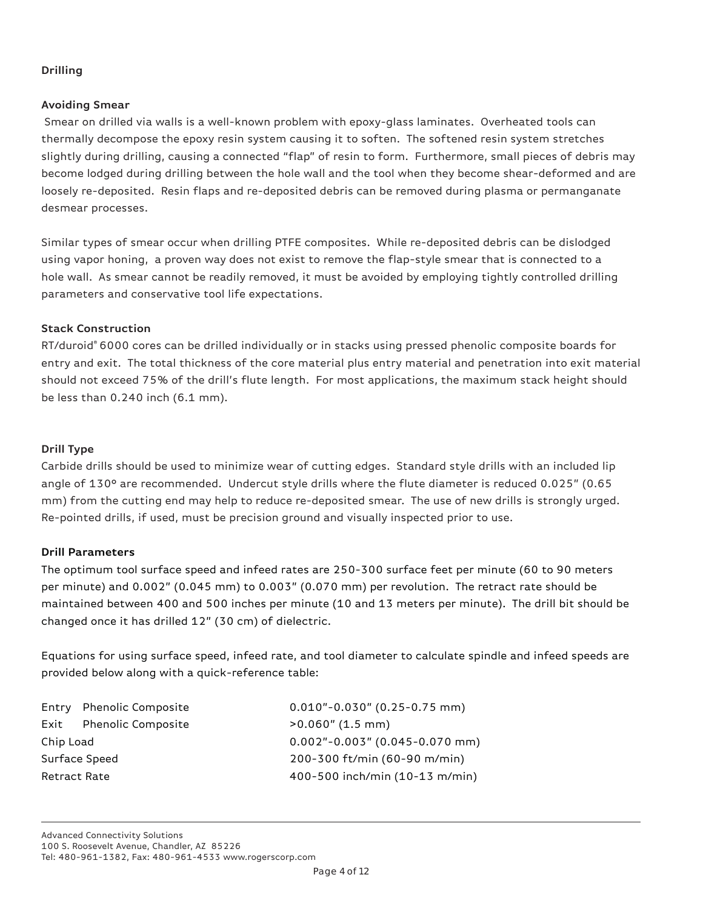## Drilling

### Avoiding Smear

Smear on drilled via walls is a well-known problem with epoxy-glass laminates. Overheated tools can thermally decompose the epoxy resin system causing it to soften. The softened resin system stretches slightly during drilling, causing a connected "flap" of resin to form. Furthermore, small pieces of debris may become lodged during drilling between the hole wall and the tool when they become shear-deformed and are loosely re-deposited. Resin flaps and re-deposited debris can be removed during plasma or permanganate desmear processes.

Similar types of smear occur when drilling PTFE composites. While re-deposited debris can be dislodged using vapor honing, a proven way does not exist to remove the flap-style smear that is connected to a hole wall. As smear cannot be readily removed, it must be avoided by employing tightly controlled drilling parameters and conservative tool life expectations.

### Stack Construction

RT/duroid® 6000 cores can be drilled individually or in stacks using pressed phenolic composite boards for entry and exit. The total thickness of the core material plus entry material and penetration into exit material should not exceed 75% of the drill's flute length. For most applications, the maximum stack height should be less than 0.240 inch (6.1 mm).

### Drill Type

Carbide drills should be used to minimize wear of cutting edges. Standard style drills with an included lip angle of 130° are recommended. Undercut style drills where the flute diameter is reduced 0.025" (0.65 mm) from the cutting end may help to reduce re-deposited smear. The use of new drills is strongly urged. Re-pointed drills, if used, must be precision ground and visually inspected prior to use.

### Drill Parameters

The optimum tool surface speed and infeed rates are 250-300 surface feet per minute (60 to 90 meters per minute) and 0.002" (0.045 mm) to 0.003" (0.070 mm) per revolution. The retract rate should be maintained between 400 and 500 inches per minute (10 and 13 meters per minute). The drill bit should be changed once it has drilled 12" (30 cm) of dielectric.

Equations for using surface speed, infeed rate, and tool diameter to calculate spindle and infeed speeds are provided below along with a quick-reference table:

| Parameter | Value |
|---|---|
| Entry Phenolic Composite | 0.010"-0.030" (0.25-0.75 mm) |
| Exit Phenolic Composite | >0.060" (1.5 mm) |
| Chip Load | 0.002"-0.003" (0.045-0.070 mm) |
| Surface Speed | 200-300 ft/min (60-90 m/min) |
| Retract Rate | 400-500 inch/min (10-13 m/min) |

Advanced Connectivity Solutions
100 S. Roosevelt Avenue, Chandler, AZ 85226
Tel: 480-961-1382, Fax: 480-961-4533 www.rogerscorp.com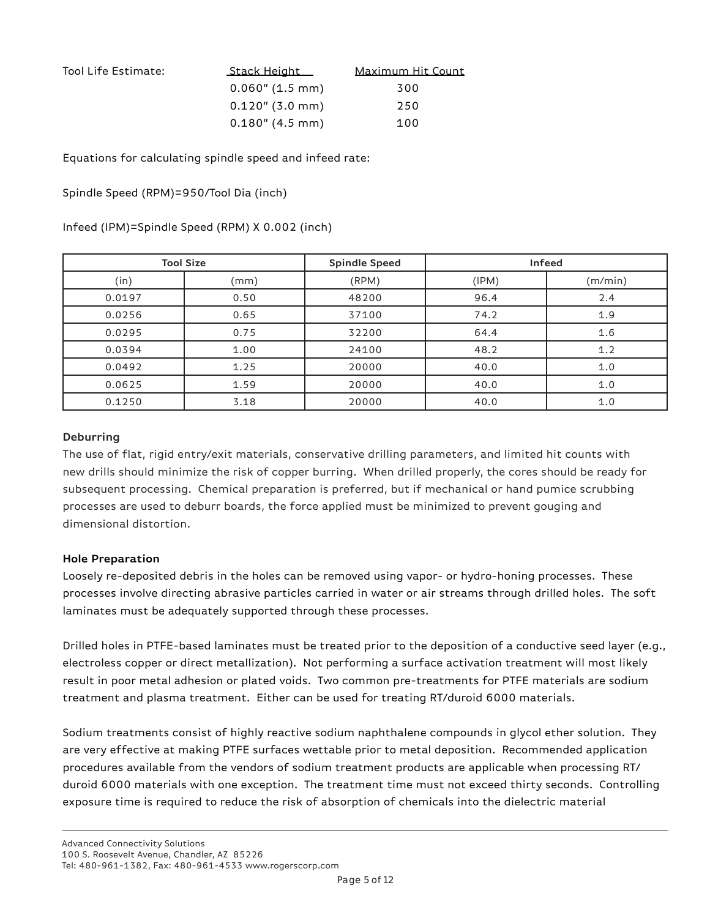Tool Life Estimate:

| Stack Height | Maximum Hit Count |
|---|---|
| 0.060″ (1.5 mm) | 300 |
| 0.120″ (3.0 mm) | 250 |
| 0.180″ (4.5 mm) | 100 |

Equations for calculating spindle speed and infeed rate:

Spindle Speed (RPM)=950/Tool Dia (inch)

Infeed (IPM)=Spindle Speed (RPM) X 0.002 (inch)

| Tool Size | | Spindle Speed | Infeed | |
|---|---|---|---|---|
| (in) | (mm) | (RPM) | (IPM) | (m/min) |
| 0.0197 | 0.50 | 48200 | 96.4 | 2.4 |
| 0.0256 | 0.65 | 37100 | 74.2 | 1.9 |
| 0.0295 | 0.75 | 32200 | 64.4 | 1.6 |
| 0.0394 | 1.00 | 24100 | 48.2 | 1.2 |
| 0.0492 | 1.25 | 20000 | 40.0 | 1.0 |
| 0.0625 | 1.59 | 20000 | 40.0 | 1.0 |
| 0.1250 | 3.18 | 20000 | 40.0 | 1.0 |

**Deburring**

The use of flat, rigid entry/exit materials, conservative drilling parameters, and limited hit counts with new drills should minimize the risk of copper burring. When drilled properly, the cores should be ready for subsequent processing. Chemical preparation is preferred, but if mechanical or hand pumice scrubbing processes are used to deburr boards, the force applied must be minimized to prevent gouging and dimensional distortion.

**Hole Preparation**

Loosely re-deposited debris in the holes can be removed using vapor- or hydro-honing processes. These processes involve directing abrasive particles carried in water or air streams through drilled holes. The soft laminates must be adequately supported through these processes.

Drilled holes in PTFE-based laminates must be treated prior to the deposition of a conductive seed layer (e.g., electroless copper or direct metallization). Not performing a surface activation treatment will most likely result in poor metal adhesion or plated voids. Two common pre-treatments for PTFE materials are sodium treatment and plasma treatment. Either can be used for treating RT/duroid 6000 materials.

Sodium treatments consist of highly reactive sodium naphthalene compounds in glycol ether solution. They are very effective at making PTFE surfaces wettable prior to metal deposition. Recommended application procedures available from the vendors of sodium treatment products are applicable when processing RT/duroid 6000 materials with one exception. The treatment time must not exceed thirty seconds. Controlling exposure time is required to reduce the risk of absorption of chemicals into the dielectric material

Advanced Connectivity Solutions
100 S. Roosevelt Avenue, Chandler, AZ 85226
Tel: 480-961-1382, Fax: 480-961-4533 www.rogerscorp.com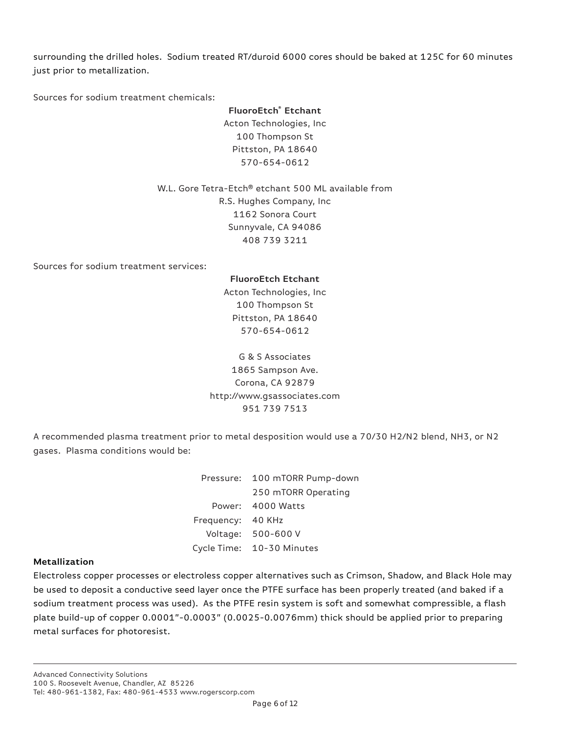surrounding the drilled holes. Sodium treated RT/duroid 6000 cores should be baked at 125C for 60 minutes just prior to metallization.

Sources for sodium treatment chemicals:

**FluoroEtch® Etchant**
Acton Technologies, Inc
100 Thompson St
Pittston, PA 18640
570-654-0612

W.L. Gore Tetra-Etch® etchant 500 ML available from
R.S. Hughes Company, Inc
1162 Sonora Court
Sunnyvale, CA 94086
408 739 3211

Sources for sodium treatment services:

**FluoroEtch Etchant**
Acton Technologies, Inc
100 Thompson St
Pittston, PA 18640
570-654-0612

G & S Associates
1865 Sampson Ave.
Corona, CA 92879
http://www.gsassociates.com
951 739 7513

A recommended plasma treatment prior to metal desposition would use a 70/30 $H_2/N_2$ blend, $NH_3$, or $N_2$ gases. Plasma conditions would be:

| | |
|---|---|
| Pressure: | 100 mTORR Pump-down |
| | 250 mTORR Operating |
| Power: | 4000 Watts |
| Frequency: | 40 KHz |
| Voltage: | 500-600 V |
| Cycle Time: | 10-30 Minutes |

**Metallization**

Electroless copper processes or electroless copper alternatives such as Crimson, Shadow, and Black Hole may be used to deposit a conductive seed layer once the PTFE surface has been properly treated (and baked if a sodium treatment process was used). As the PTFE resin system is soft and somewhat compressible, a flash plate build-up of copper 0.0001"-0.0003" (0.0025-0.0076mm) thick should be applied prior to preparing metal surfaces for photoresist.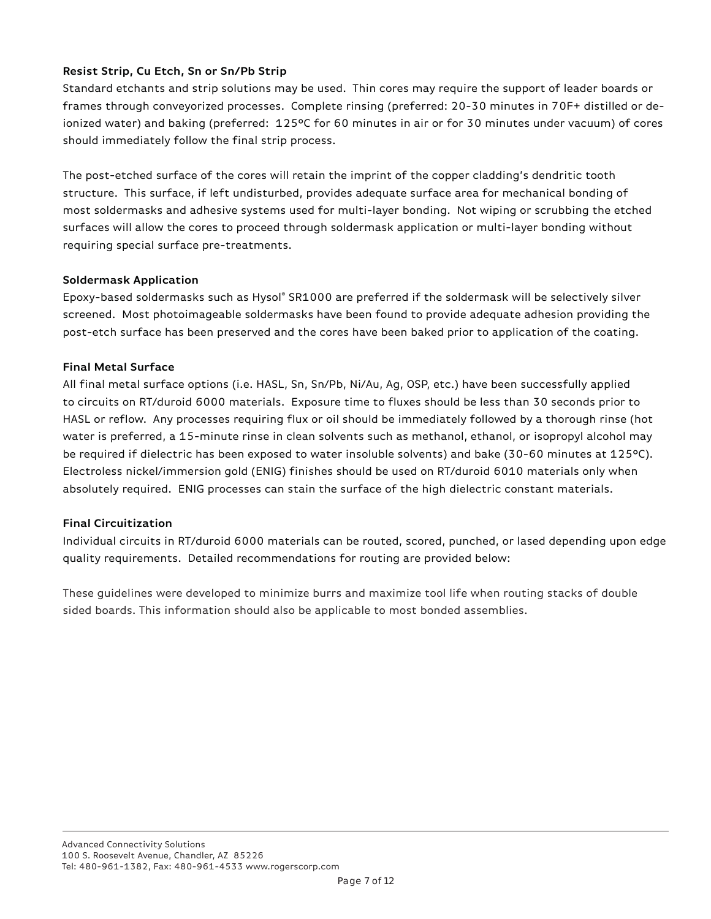### Resist Strip, Cu Etch, Sn or Sn/Pb Strip

Standard etchants and strip solutions may be used. Thin cores may require the support of leader boards or frames through conveyorized processes. Complete rinsing (preferred: 20-30 minutes in 70F+ distilled or de-ionized water) and baking (preferred: 125ºC for 60 minutes in air or for 30 minutes under vacuum) of cores should immediately follow the final strip process.

The post-etched surface of the cores will retain the imprint of the copper cladding's dendritic tooth structure. This surface, if left undisturbed, provides adequate surface area for mechanical bonding of most soldermasks and adhesive systems used for multi-layer bonding. Not wiping or scrubbing the etched surfaces will allow the cores to proceed through soldermask application or multi-layer bonding without requiring special surface pre-treatments.

### Soldermask Application

Epoxy-based soldermasks such as Hysol® SR1000 are preferred if the soldermask will be selectively silver screened. Most photoimageable soldermasks have been found to provide adequate adhesion providing the post-etch surface has been preserved and the cores have been baked prior to application of the coating.

### Final Metal Surface

All final metal surface options (i.e. HASL, Sn, Sn/Pb, Ni/Au, Ag, OSP, etc.) have been successfully applied to circuits on RT/duroid 6000 materials. Exposure time to fluxes should be less than 30 seconds prior to HASL or reflow. Any processes requiring flux or oil should be immediately followed by a thorough rinse (hot water is preferred, a 15-minute rinse in clean solvents such as methanol, ethanol, or isopropyl alcohol may be required if dielectric has been exposed to water insoluble solvents) and bake (30-60 minutes at 125ºC). Electroless nickel/immersion gold (ENIG) finishes should be used on RT/duroid 6010 materials only when absolutely required. ENIG processes can stain the surface of the high dielectric constant materials.

### Final Circuitization

Individual circuits in RT/duroid 6000 materials can be routed, scored, punched, or lased depending upon edge quality requirements. Detailed recommendations for routing are provided below:

These guidelines were developed to minimize burrs and maximize tool life when routing stacks of double sided boards. This information should also be applicable to most bonded assemblies.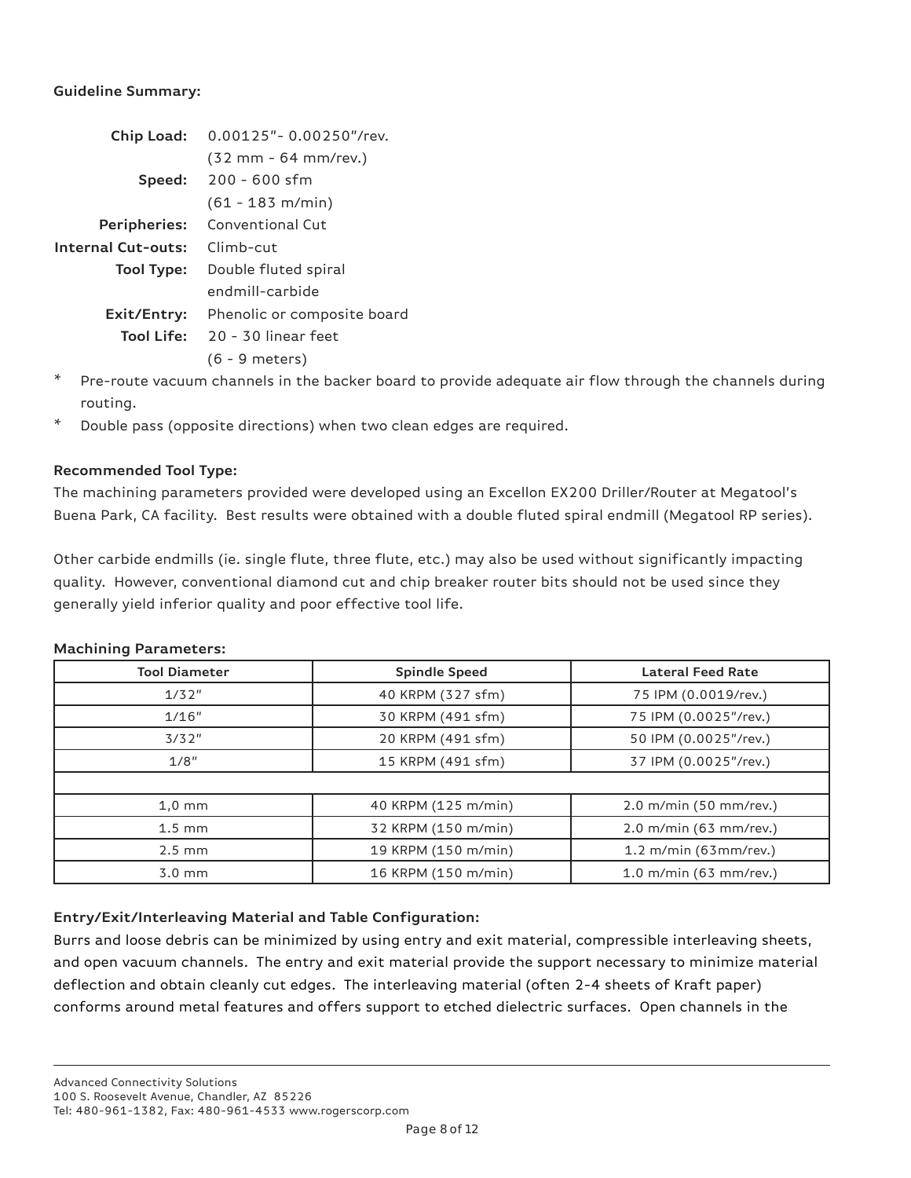**Guideline Summary:**

| | |
|---|---|
| **Chip Load:** | 0.00125"- 0.00250"/rev. (32 mm - 64 mm/rev.) |
| **Speed:** | 200 - 600 sfm (61 - 183 m/min) |
| **Peripheries:** | Conventional Cut |
| **Internal Cut-outs:** | Climb-cut |
| **Tool Type:** | Double fluted spiral endmill-carbide |
| **Exit/Entry:** | Phenolic or composite board |
| **Tool Life:** | 20 - 30 linear feet (6 - 9 meters) |

\* Pre-route vacuum channels in the backer board to provide adequate air flow through the channels during routing.

\* Double pass (opposite directions) when two clean edges are required.

**Recommended Tool Type:**

The machining parameters provided were developed using an Excellon EX200 Driller/Router at Megatool's Buena Park, CA facility. Best results were obtained with a double fluted spiral endmill (Megatool RP series).

Other carbide endmills (ie. single flute, three flute, etc.) may also be used without significantly impacting quality. However, conventional diamond cut and chip breaker router bits should not be used since they generally yield inferior quality and poor effective tool life.

**Machining Parameters:**

| Tool Diameter | Spindle Speed | Lateral Feed Rate |
|---|---|---|
| 1/32" | 40 KRPM (327 sfm) | 75 IPM (0.0019/rev.) |
| 1/16" | 30 KRPM (491 sfm) | 75 IPM (0.0025"/rev.) |
| 3/32" | 20 KRPM (491 sfm) | 50 IPM (0.0025"/rev.) |
| 1/8" | 15 KRPM (491 sfm) | 37 IPM (0.0025"/rev.) |
| | | |
| 1,0 mm | 40 KRPM (125 m/min) | 2.0 m/min (50 mm/rev.) |
| 1.5 mm | 32 KRPM (150 m/min) | 2.0 m/min (63 mm/rev.) |
| 2.5 mm | 19 KRPM (150 m/min) | 1.2 m/min (63mm/rev.) |
| 3.0 mm | 16 KRPM (150 m/min) | 1.0 m/min (63 mm/rev.) |

**Entry/Exit/Interleaving Material and Table Configuration:**

Burrs and loose debris can be minimized by using entry and exit material, compressible interleaving sheets, and open vacuum channels. The entry and exit material provide the support necessary to minimize material deflection and obtain cleanly cut edges. The interleaving material (often 2-4 sheets of Kraft paper) conforms around metal features and offers support to etched dielectric surfaces. Open channels in the

Advanced Connectivity Solutions
100 S. Roosevelt Avenue, Chandler, AZ 85226
Tel: 480-961-1382, Fax: 480-961-4533 www.rogerscorp.com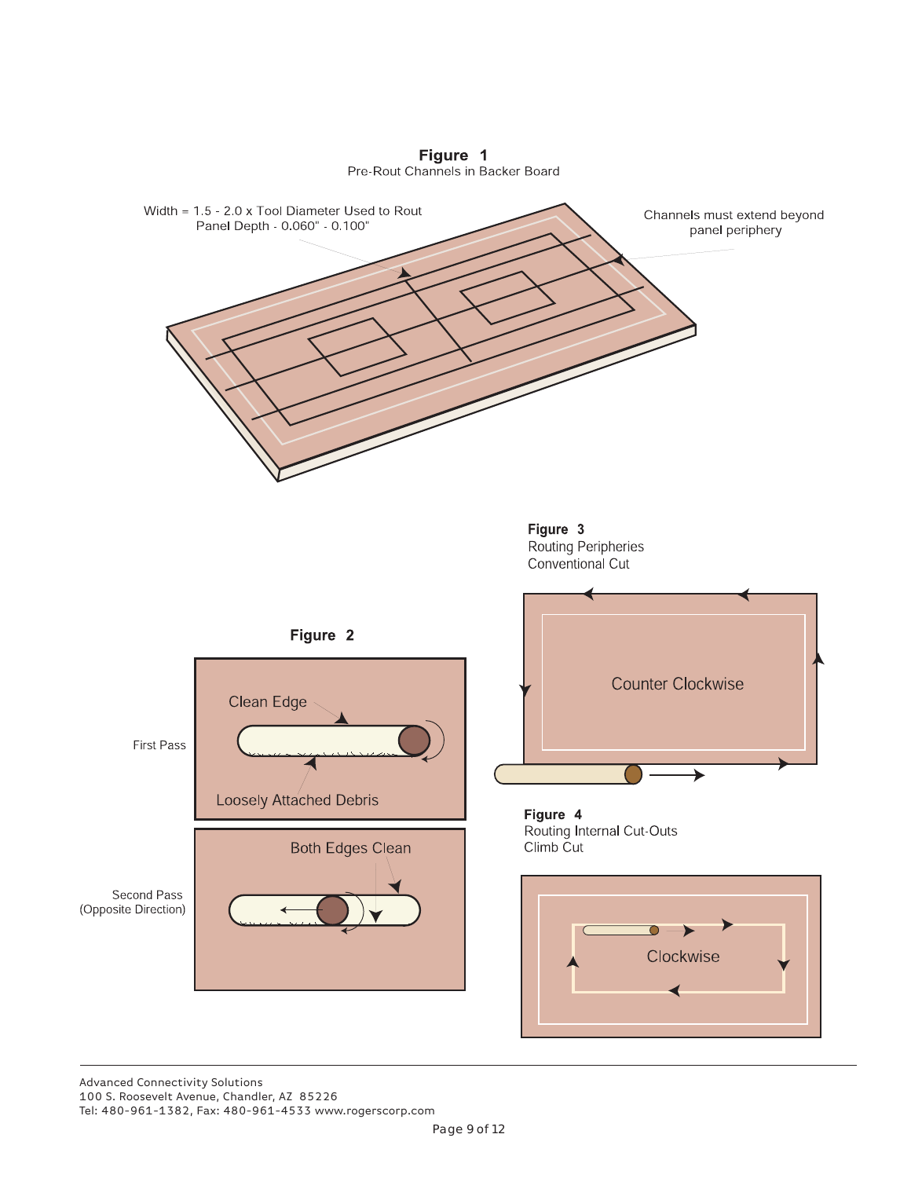**Figure 1**
Pre-Rout Channels in Backer Board

Width = 1.5 - 2.0 x Tool Diameter Used to Rout
Panel Depth - 0.060" - 0.100"

Channels must extend beyond panel periphery

**Figure 2**

First Pass

Clean Edge

Loosely Attached Debris

Second Pass
(Opposite Direction)

Both Edges Clean

**Figure 3**
Routing Peripheries
Conventional Cut

Counter Clockwise

**Figure 4**
Routing Internal Cut-Outs
Climb Cut

Clockwise

Advanced Connectivity Solutions
100 S. Roosevelt Avenue, Chandler, AZ 85226
Tel: 480-961-1382, Fax: 480-961-4533 www.rogerscorp.com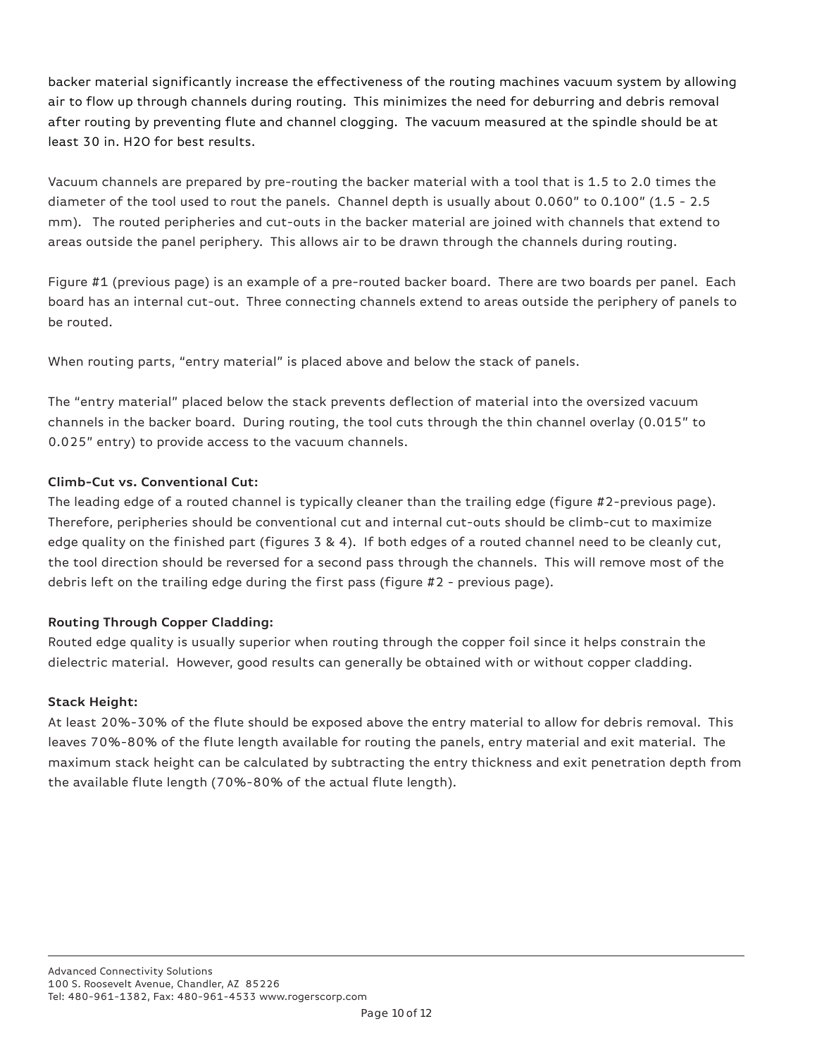backer material significantly increase the effectiveness of the routing machines vacuum system by allowing air to flow up through channels during routing. This minimizes the need for deburring and debris removal after routing by preventing flute and channel clogging. The vacuum measured at the spindle should be at least 30 in. H2O for best results.

Vacuum channels are prepared by pre-routing the backer material with a tool that is 1.5 to 2.0 times the diameter of the tool used to rout the panels. Channel depth is usually about 0.060" to 0.100" (1.5 - 2.5 mm). The routed peripheries and cut-outs in the backer material are joined with channels that extend to areas outside the panel periphery. This allows air to be drawn through the channels during routing.

Figure #1 (previous page) is an example of a pre-routed backer board. There are two boards per panel. Each board has an internal cut-out. Three connecting channels extend to areas outside the periphery of panels to be routed.

When routing parts, "entry material" is placed above and below the stack of panels.

The "entry material" placed below the stack prevents deflection of material into the oversized vacuum channels in the backer board. During routing, the tool cuts through the thin channel overlay (0.015" to 0.025" entry) to provide access to the vacuum channels.

**Climb-Cut vs. Conventional Cut:**

The leading edge of a routed channel is typically cleaner than the trailing edge (figure #2-previous page). Therefore, peripheries should be conventional cut and internal cut-outs should be climb-cut to maximize edge quality on the finished part (figures 3 & 4). If both edges of a routed channel need to be cleanly cut, the tool direction should be reversed for a second pass through the channels. This will remove most of the debris left on the trailing edge during the first pass (figure #2 - previous page).

**Routing Through Copper Cladding:**

Routed edge quality is usually superior when routing through the copper foil since it helps constrain the dielectric material. However, good results can generally be obtained with or without copper cladding.

**Stack Height:**

At least 20%-30% of the flute should be exposed above the entry material to allow for debris removal. This leaves 70%-80% of the flute length available for routing the panels, entry material and exit material. The maximum stack height can be calculated by subtracting the entry thickness and exit penetration depth from the available flute length (70%-80% of the actual flute length).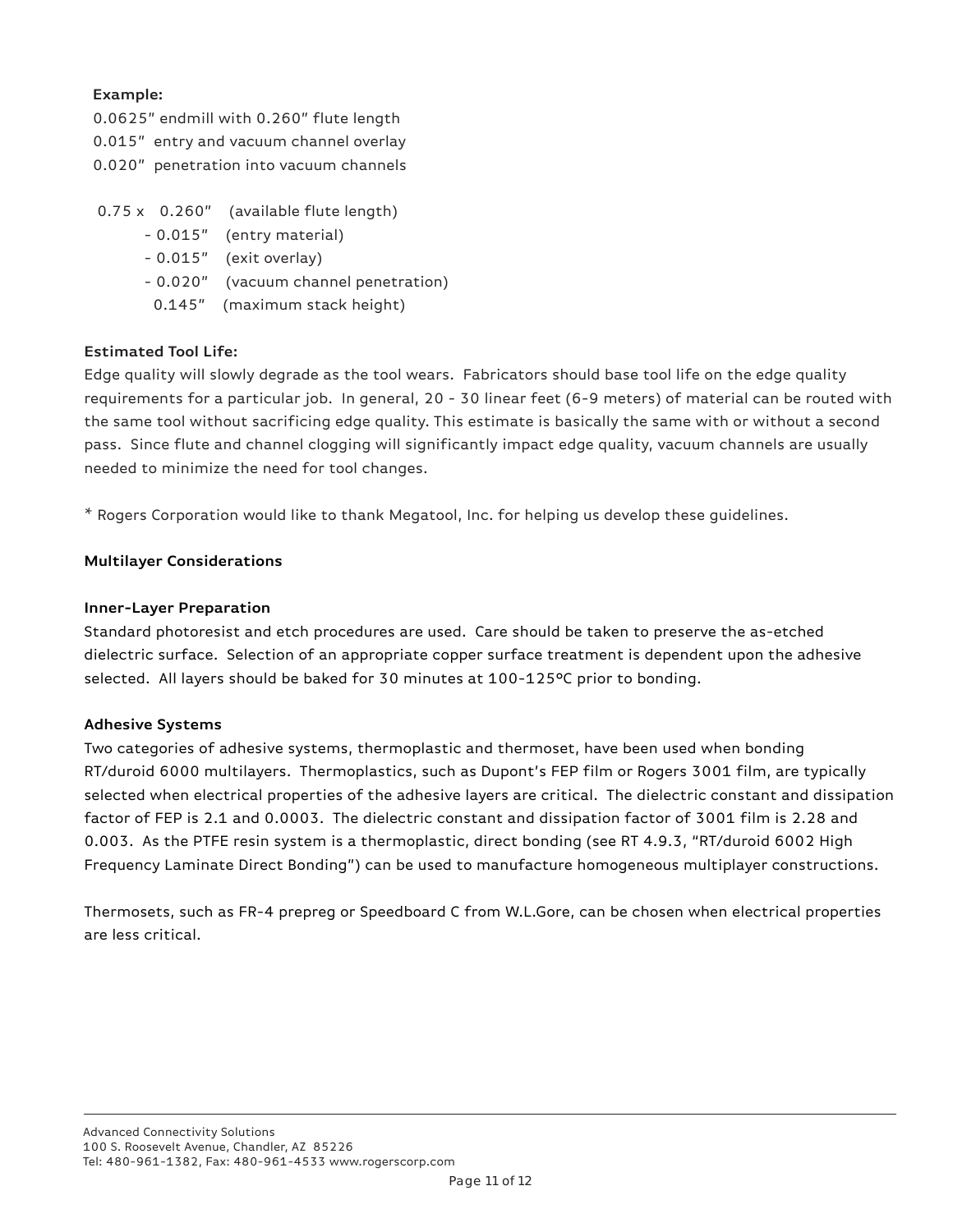**Example:**

0.0625" endmill with 0.260" flute length
0.015" entry and vacuum channel overlay
0.020" penetration into vacuum channels

```
0.75 x   0.260"   (available flute length)
       - 0.015"   (entry material)
       - 0.015"   (exit overlay)
       - 0.020"   (vacuum channel penetration)
         0.145"   (maximum stack height)
```

**Estimated Tool Life:**

Edge quality will slowly degrade as the tool wears. Fabricators should base tool life on the edge quality requirements for a particular job. In general, 20 - 30 linear feet (6-9 meters) of material can be routed with the same tool without sacrificing edge quality. This estimate is basically the same with or without a second pass. Since flute and channel clogging will significantly impact edge quality, vacuum channels are usually needed to minimize the need for tool changes.

* Rogers Corporation would like to thank Megatool, Inc. for helping us develop these guidelines.

## Multilayer Considerations

### Inner-Layer Preparation

Standard photoresist and etch procedures are used. Care should be taken to preserve the as-etched dielectric surface. Selection of an appropriate copper surface treatment is dependent upon the adhesive selected. All layers should be baked for 30 minutes at 100-125°C prior to bonding.

### Adhesive Systems

Two categories of adhesive systems, thermoplastic and thermoset, have been used when bonding RT/duroid 6000 multilayers. Thermoplastics, such as Dupont's FEP film or Rogers 3001 film, are typically selected when electrical properties of the adhesive layers are critical. The dielectric constant and dissipation factor of FEP is 2.1 and 0.0003. The dielectric constant and dissipation factor of 3001 film is 2.28 and 0.003. As the PTFE resin system is a thermoplastic, direct bonding (see RT 4.9.3, "RT/duroid 6002 High Frequency Laminate Direct Bonding") can be used to manufacture homogeneous multiplayer constructions.

Thermosets, such as FR-4 prepreg or Speedboard C from W.L.Gore, can be chosen when electrical properties are less critical.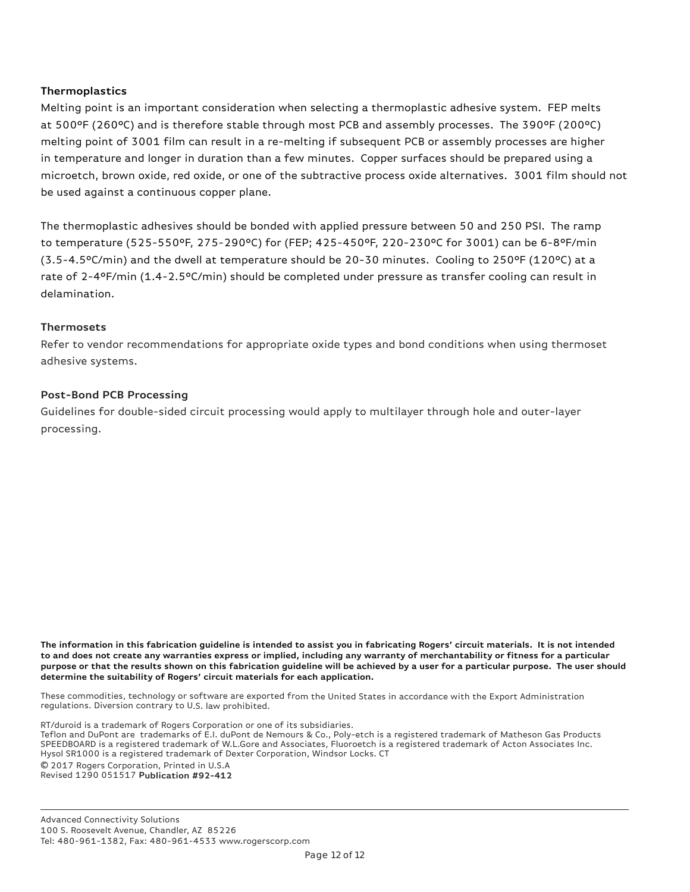### Thermoplastics

Melting point is an important consideration when selecting a thermoplastic adhesive system. FEP melts at 500°F (260°C) and is therefore stable through most PCB and assembly processes. The 390°F (200°C) melting point of 3001 film can result in a re-melting if subsequent PCB or assembly processes are higher in temperature and longer in duration than a few minutes. Copper surfaces should be prepared using a microetch, brown oxide, red oxide, or one of the subtractive process oxide alternatives. 3001 film should not be used against a continuous copper plane.

The thermoplastic adhesives should be bonded with applied pressure between 50 and 250 PSI. The ramp to temperature (525-550°F, 275-290°C) for (FEP; 425-450°F, 220-230°C for 3001) can be 6-8°F/min (3.5-4.5°C/min) and the dwell at temperature should be 20-30 minutes. Cooling to 250°F (120°C) at a rate of 2-4°F/min (1.4-2.5°C/min) should be completed under pressure as transfer cooling can result in delamination.

### Thermosets

Refer to vendor recommendations for appropriate oxide types and bond conditions when using thermoset adhesive systems.

### Post-Bond PCB Processing

Guidelines for double-sided circuit processing would apply to multilayer through hole and outer-layer processing.

**The information in this fabrication guideline is intended to assist you in fabricating Rogers' circuit materials. It is not intended to and does not create any warranties express or implied, including any warranty of merchantability or fitness for a particular purpose or that the results shown on this fabrication guideline will be achieved by a user for a particular purpose. The user should determine the suitability of Rogers' circuit materials for each application.**

These commodities, technology or software are exported from the United States in accordance with the Export Administration regulations. Diversion contrary to U.S. law prohibited.

RT/duroid is a trademark of Rogers Corporation or one of its subsidiaries.
Teflon and DuPont are trademarks of E.I. duPont de Nemours & Co., Poly-etch is a registered trademark of Matheson Gas Products
SPEEDBOARD is a registered trademark of W.L.Gore and Associates, Fluoroetch is a registered trademark of Acton Associates Inc.
Hysol SR1000 is a registered trademark of Dexter Corporation, Windsor Locks. CT
© 2017 Rogers Corporation, Printed in U.S.A
Revised 1290 051517 **Publication #92-412**

Advanced Connectivity Solutions
100 S. Roosevelt Avenue, Chandler, AZ 85226
Tel: 480-961-1382, Fax: 480-961-4533 www.rogerscorp.com